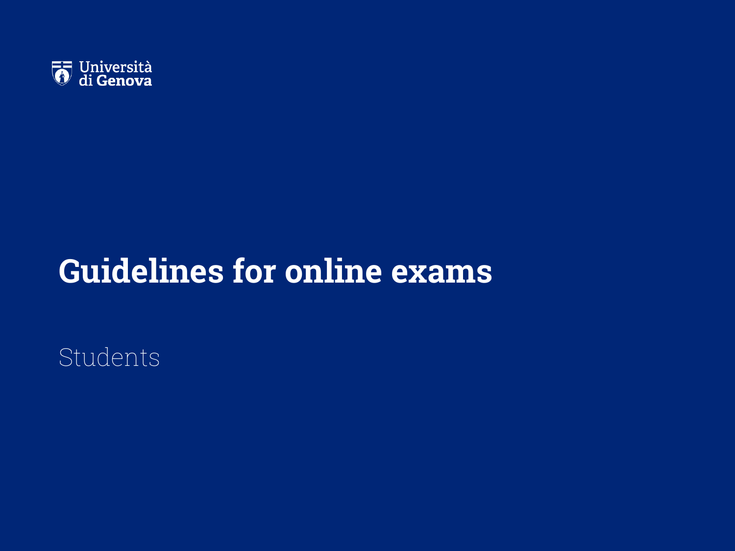Università di Genova

# Guidelines for online exams

Students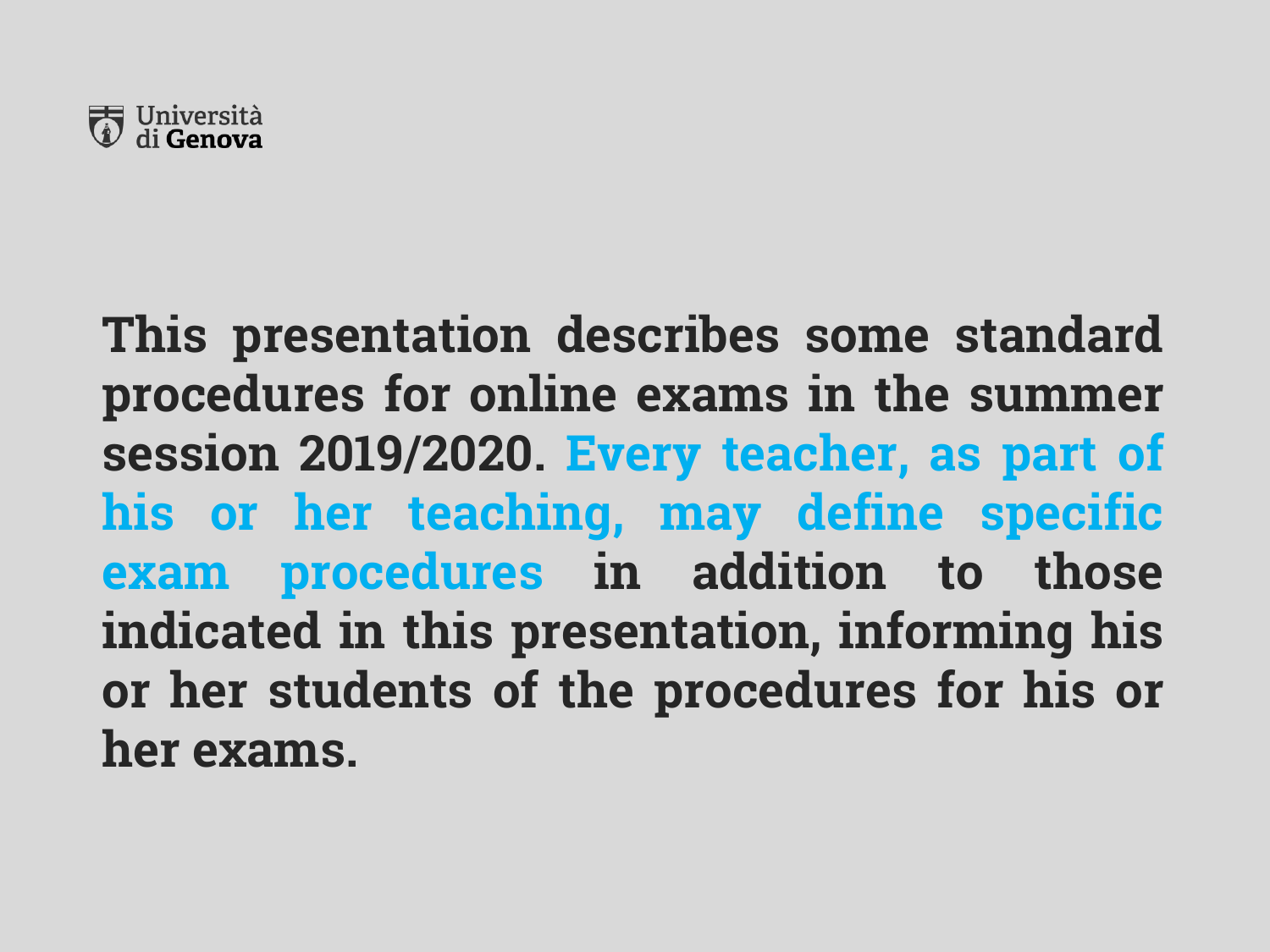This presentation describes some standard procedures for online exams in the summer session 2019/2020. **Every teacher, as part of his or her teaching, may define specific exam procedures** in addition to those indicated in this presentation, informing his or her students of the procedures for his or her exams.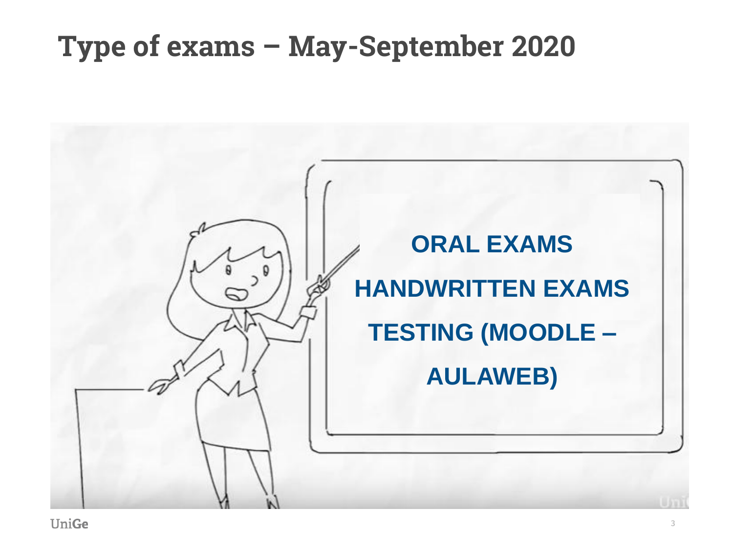# Type of exams – May-September 2020

**ORAL EXAMS**

**HANDWRITTEN EXAMS**

**TESTING (MOODLE – AULAWEB)**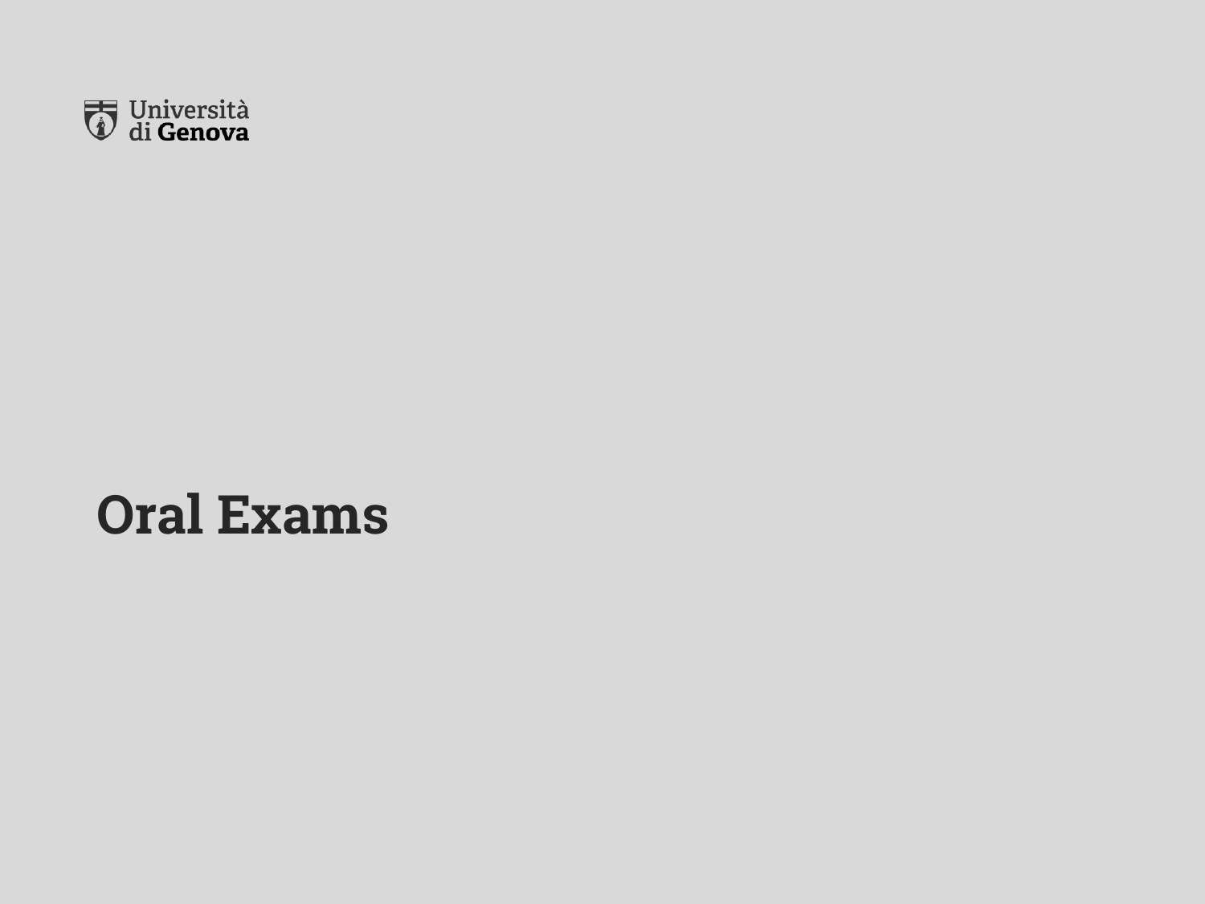# Oral Exams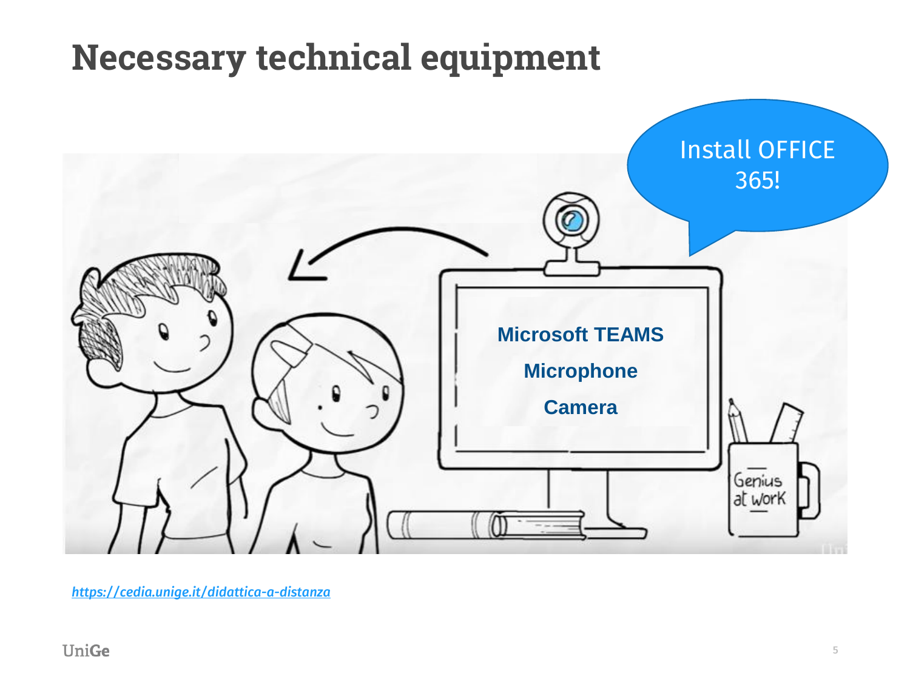# Necessary technical equipment

Install OFFICE 365!

Microsoft TEAMS

Microphone

Camera

*https://cedia.unige.it/didattica-a-distanza*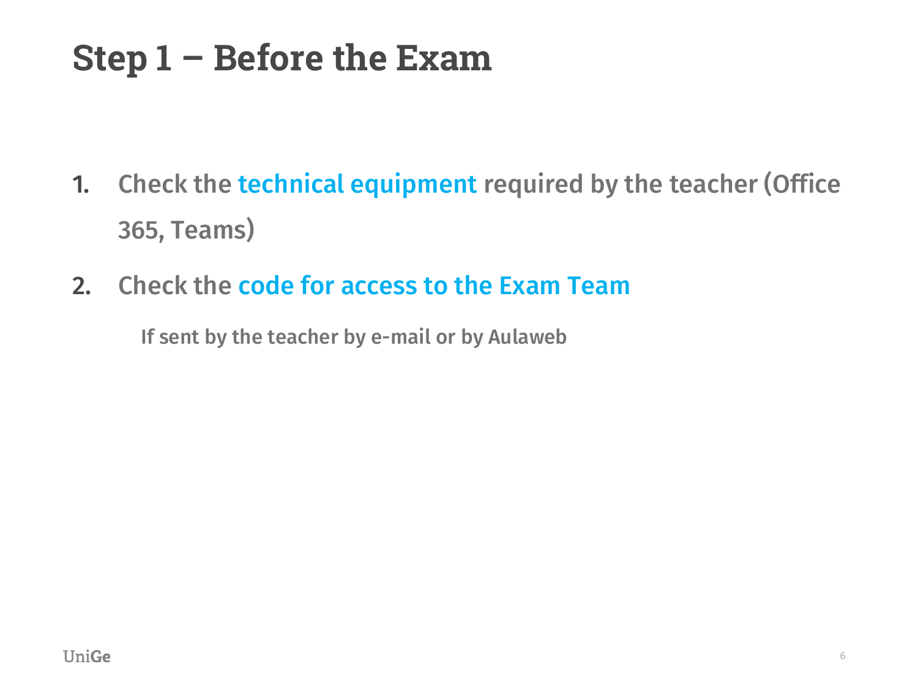# Step 1 – Before the Exam

1. Check the technical equipment required by the teacher (Office 365, Teams)
2. Check the code for access to the Exam Team

   If sent by the teacher by e-mail or by Aulaweb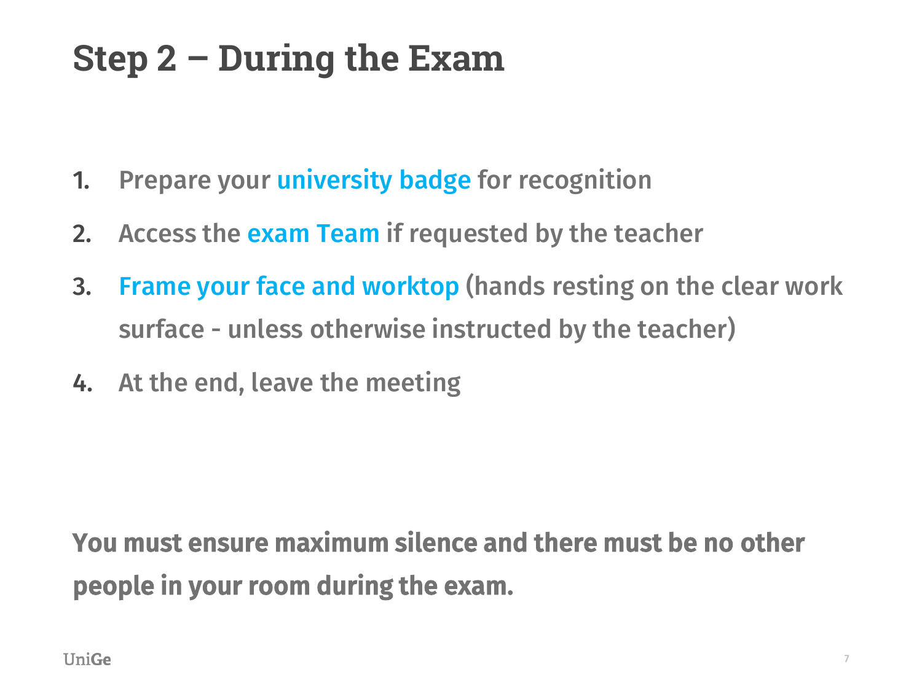# Step 2 – During the Exam

1. Prepare your **university badge** for recognition
2. Access the **exam Team** if requested by the teacher
3. **Frame your face and worktop** (hands resting on the clear work surface - unless otherwise instructed by the teacher)
4. At the end, leave the meeting

**You must ensure maximum silence and there must be no other people in your room during the exam.**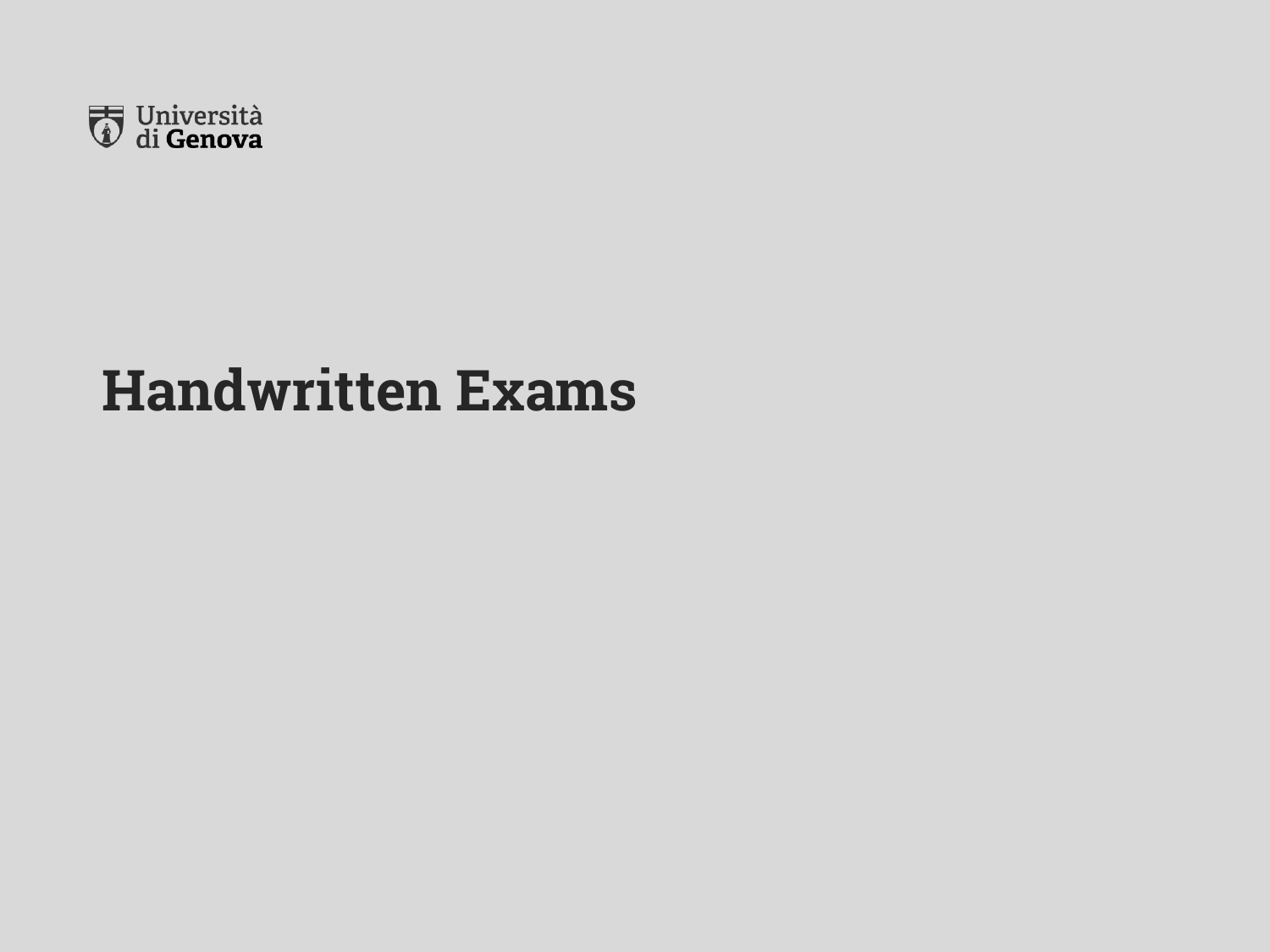# Handwritten Exams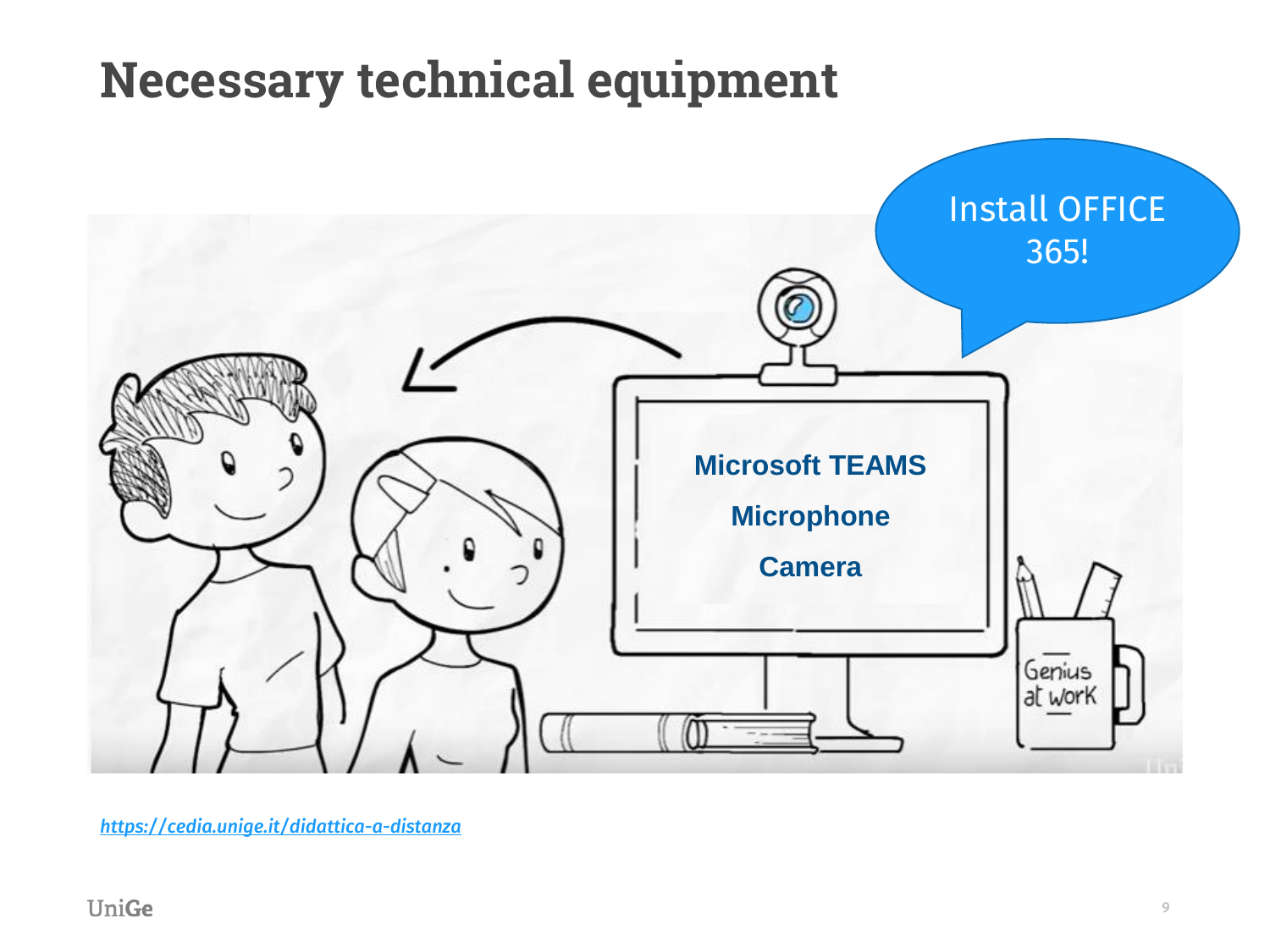# Necessary technical equipment

Install OFFICE 365!

**Microsoft TEAMS**

**Microphone**

**Camera**

*https://cedia.unige.it/didattica-a-distanza*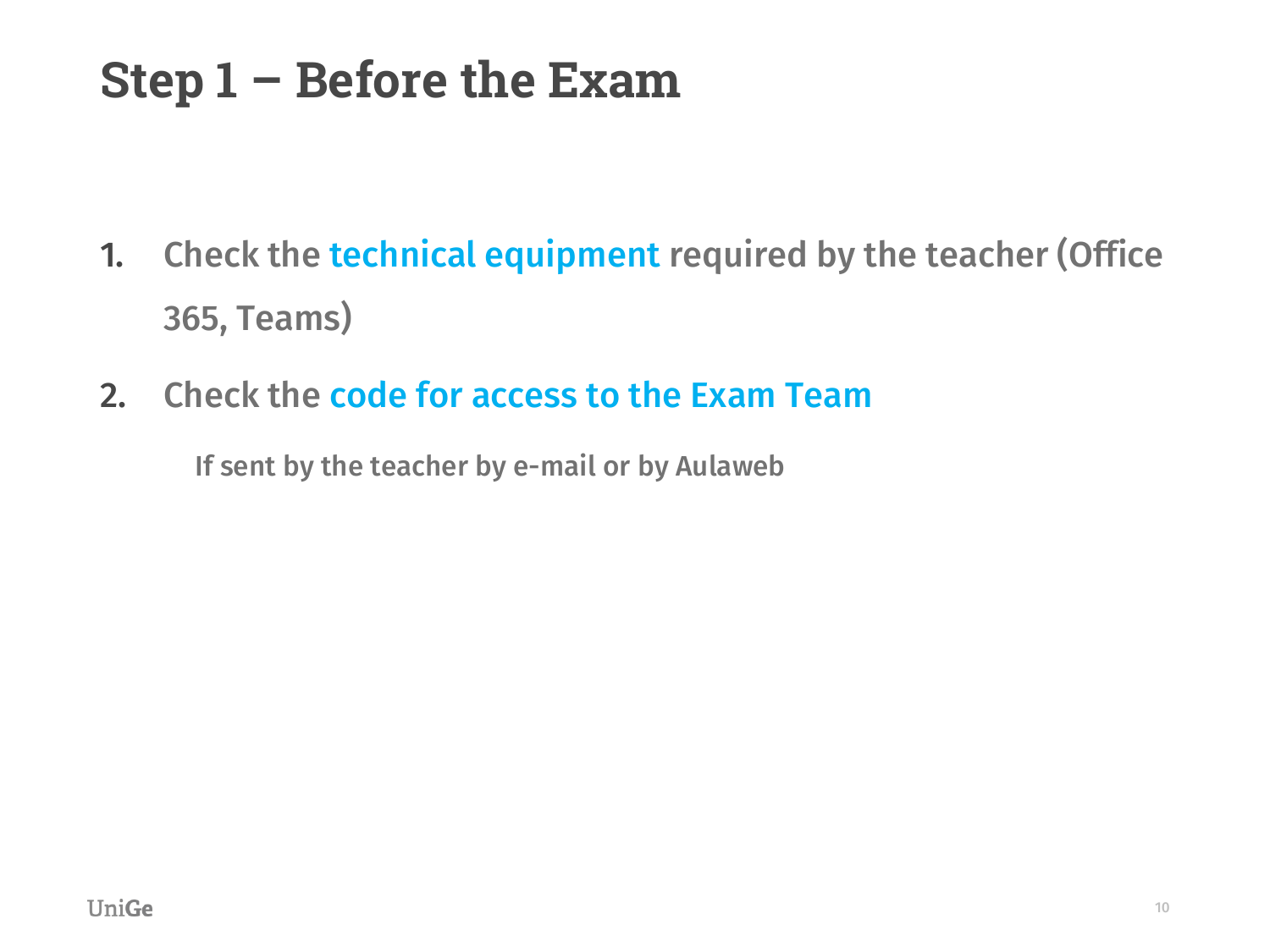# Step 1 – Before the Exam

1. Check the technical equipment required by the teacher (Office 365, Teams)

2. Check the code for access to the Exam Team

   If sent by the teacher by e-mail or by Aulaweb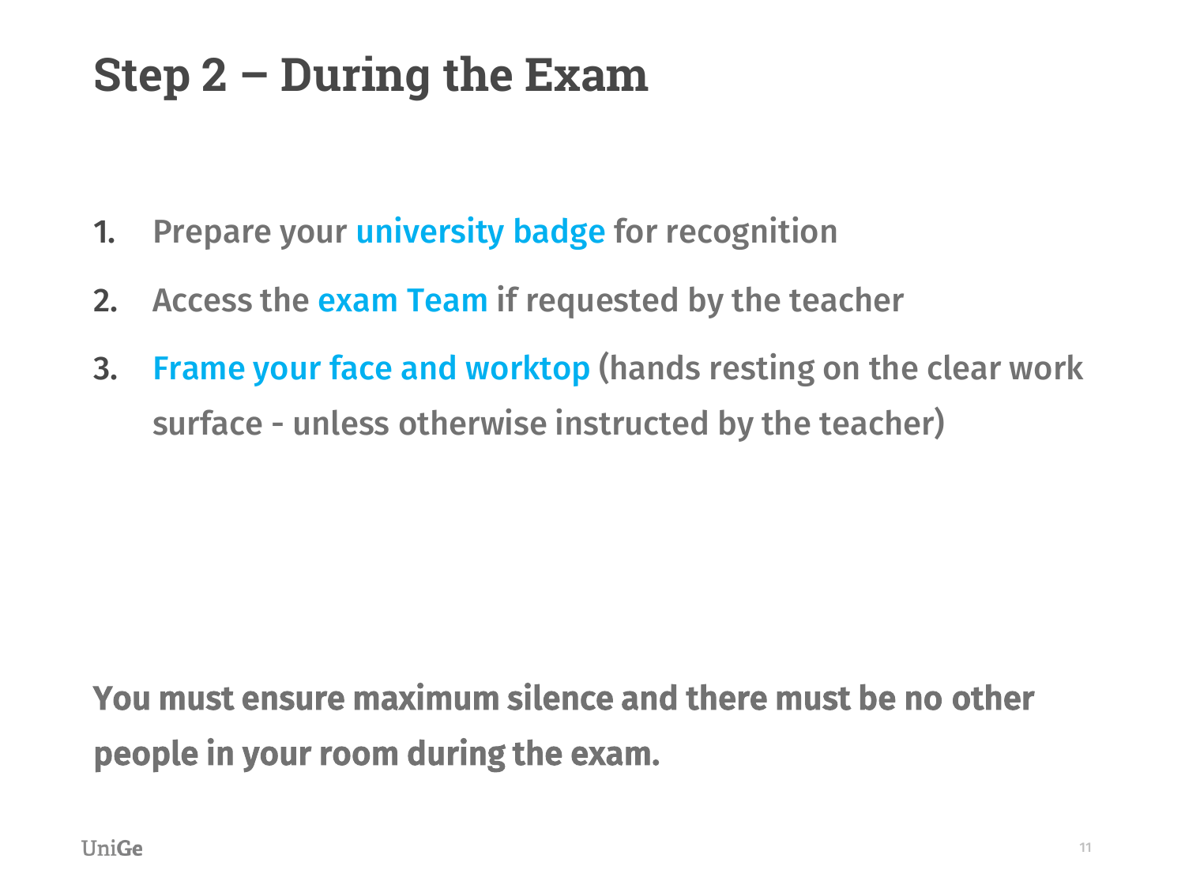# Step 2 – During the Exam

1. Prepare your **university badge** for recognition
2. Access the **exam Team** if requested by the teacher
3. **Frame your face and worktop** (hands resting on the clear work surface - unless otherwise instructed by the teacher)

**You must ensure maximum silence and there must be no other people in your room during the exam.**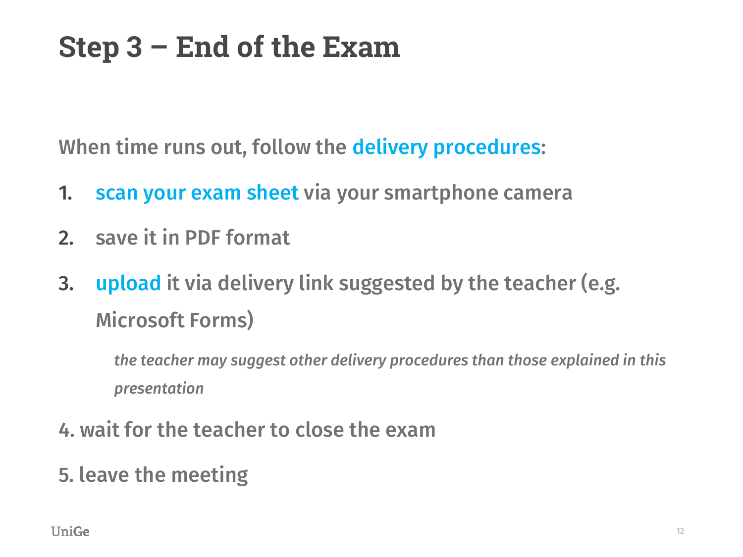# Step 3 – End of the Exam

When time runs out, follow the delivery procedures:

1. scan your exam sheet via your smartphone camera
2. save it in PDF format
3. upload it via delivery link suggested by the teacher (e.g. Microsoft Forms)

   *the teacher may suggest other delivery procedures than those explained in this presentation*

4. wait for the teacher to close the exam
5. leave the meeting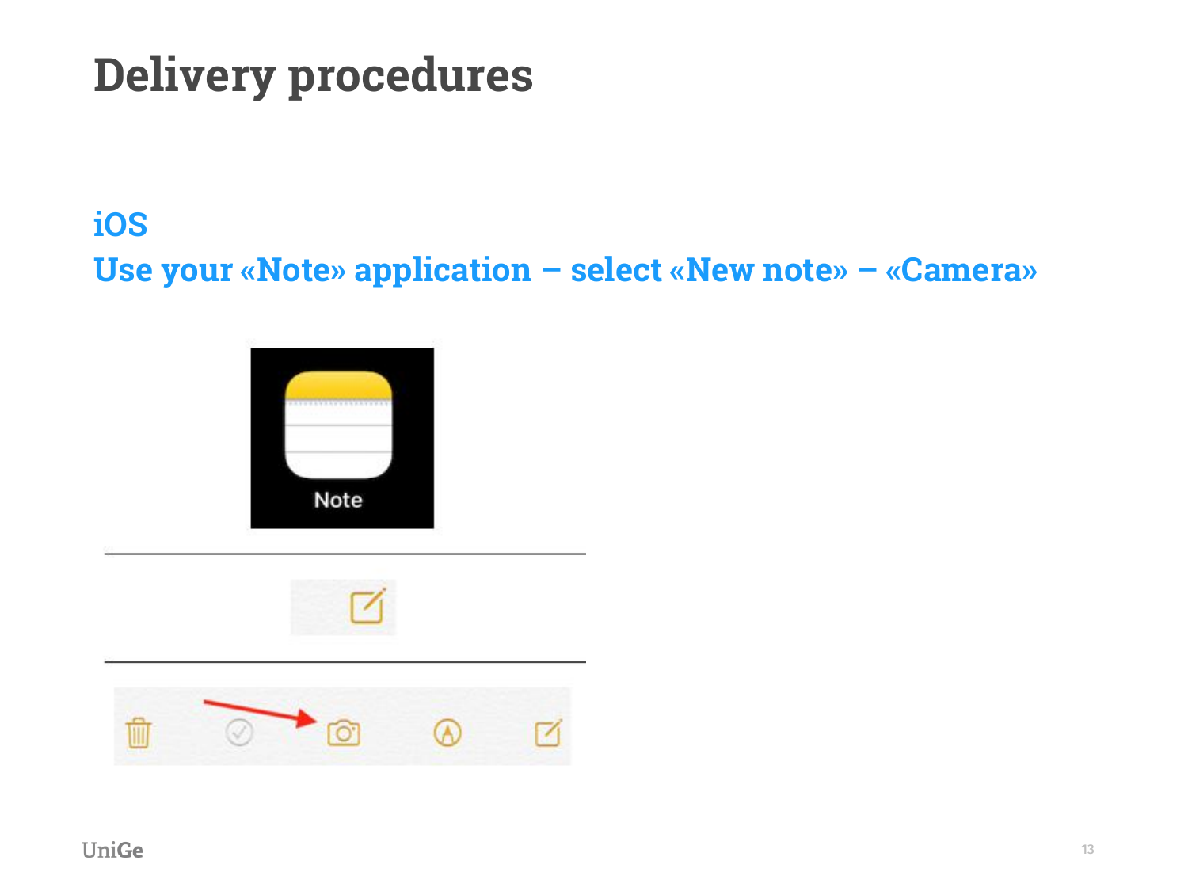# Delivery procedures

## iOS

## Use your «Note» application – select «New note» – «Camera»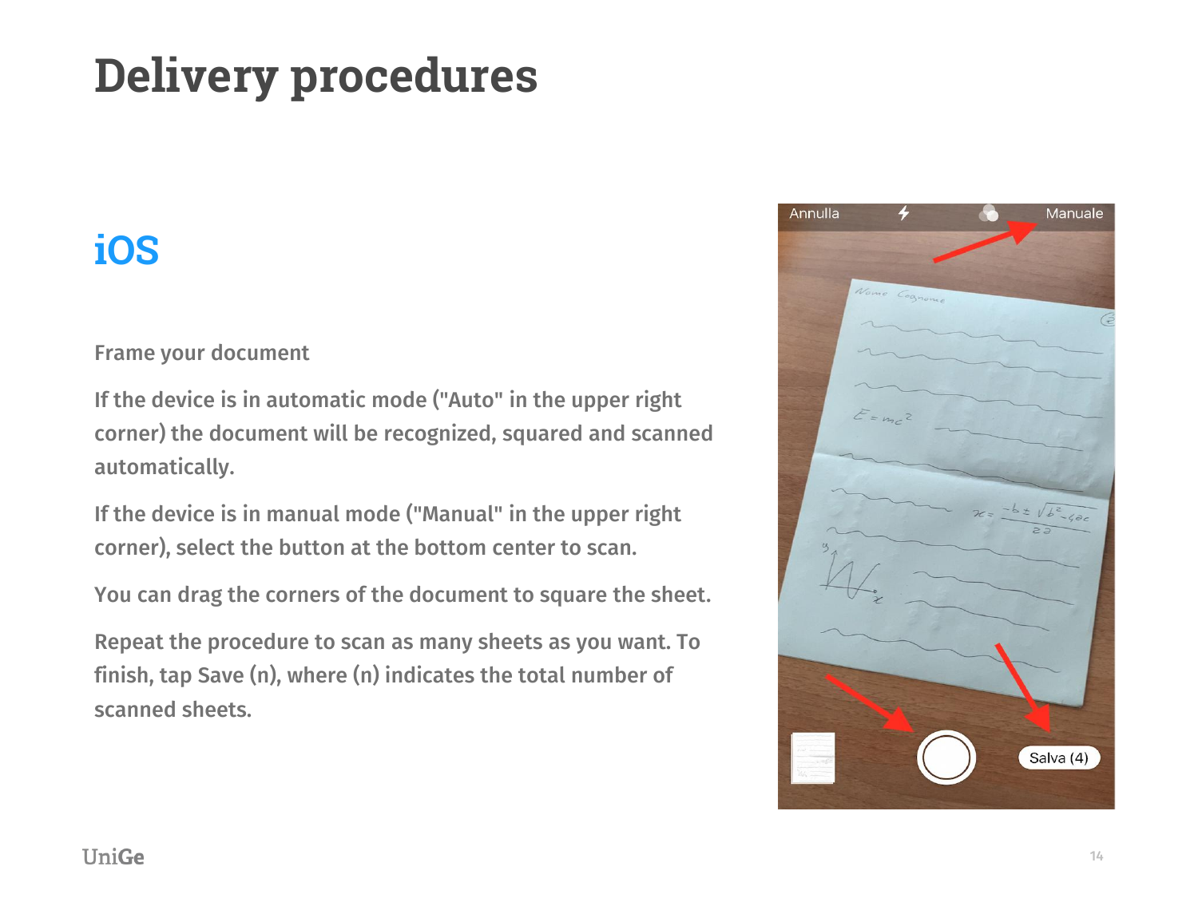# Delivery procedures

## iOS

Frame your document

If the device is in automatic mode ("Auto" in the upper right corner) the document will be recognized, squared and scanned automatically.

If the device is in manual mode ("Manual" in the upper right corner), select the button at the bottom center to scan.

You can drag the corners of the document to square the sheet.

Repeat the procedure to scan as many sheets as you want. To finish, tap Save (n), where (n) indicates the total number of scanned sheets.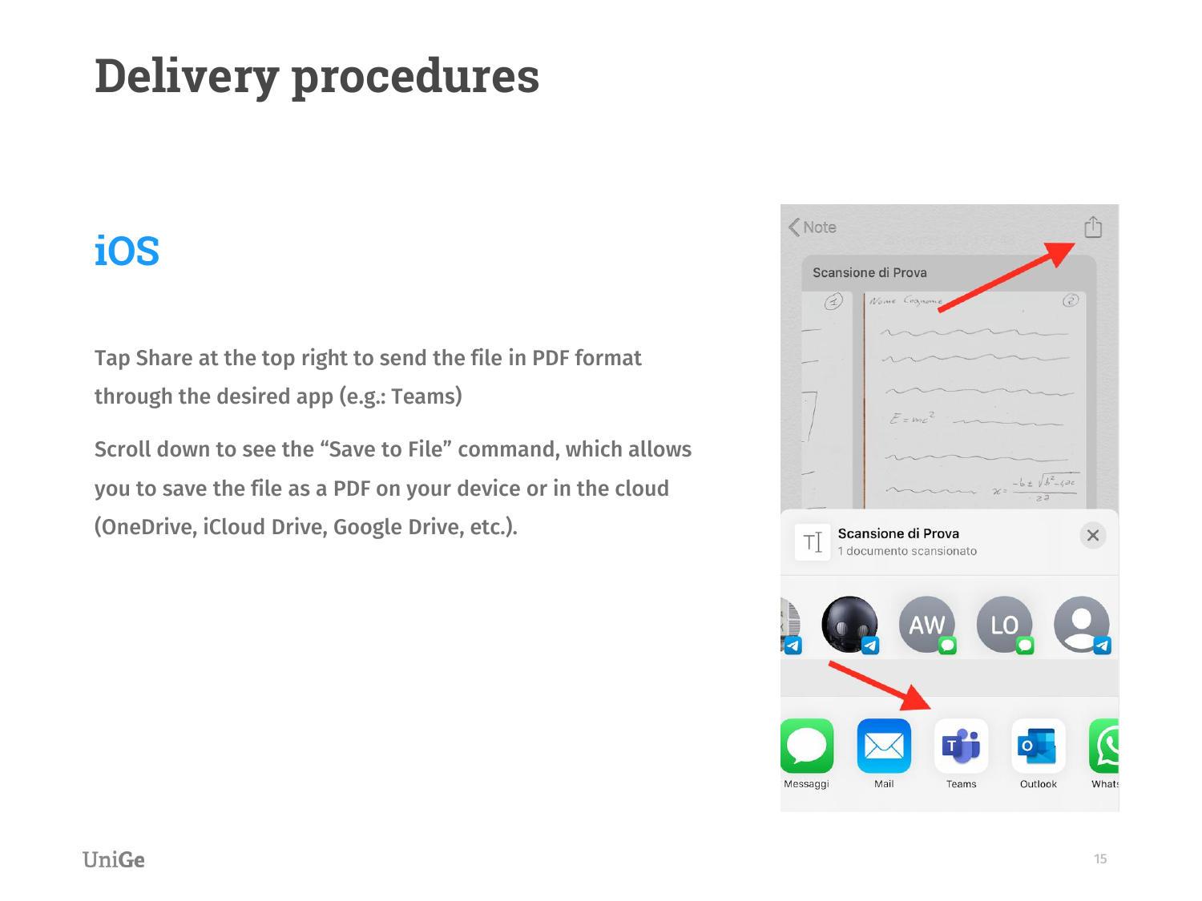# Delivery procedures

## iOS

Tap Share at the top right to send the file in PDF format through the desired app (e.g.: Teams)

Scroll down to see the “Save to File” command, which allows you to save the file as a PDF on your device or in the cloud (OneDrive, iCloud Drive, Google Drive, etc.).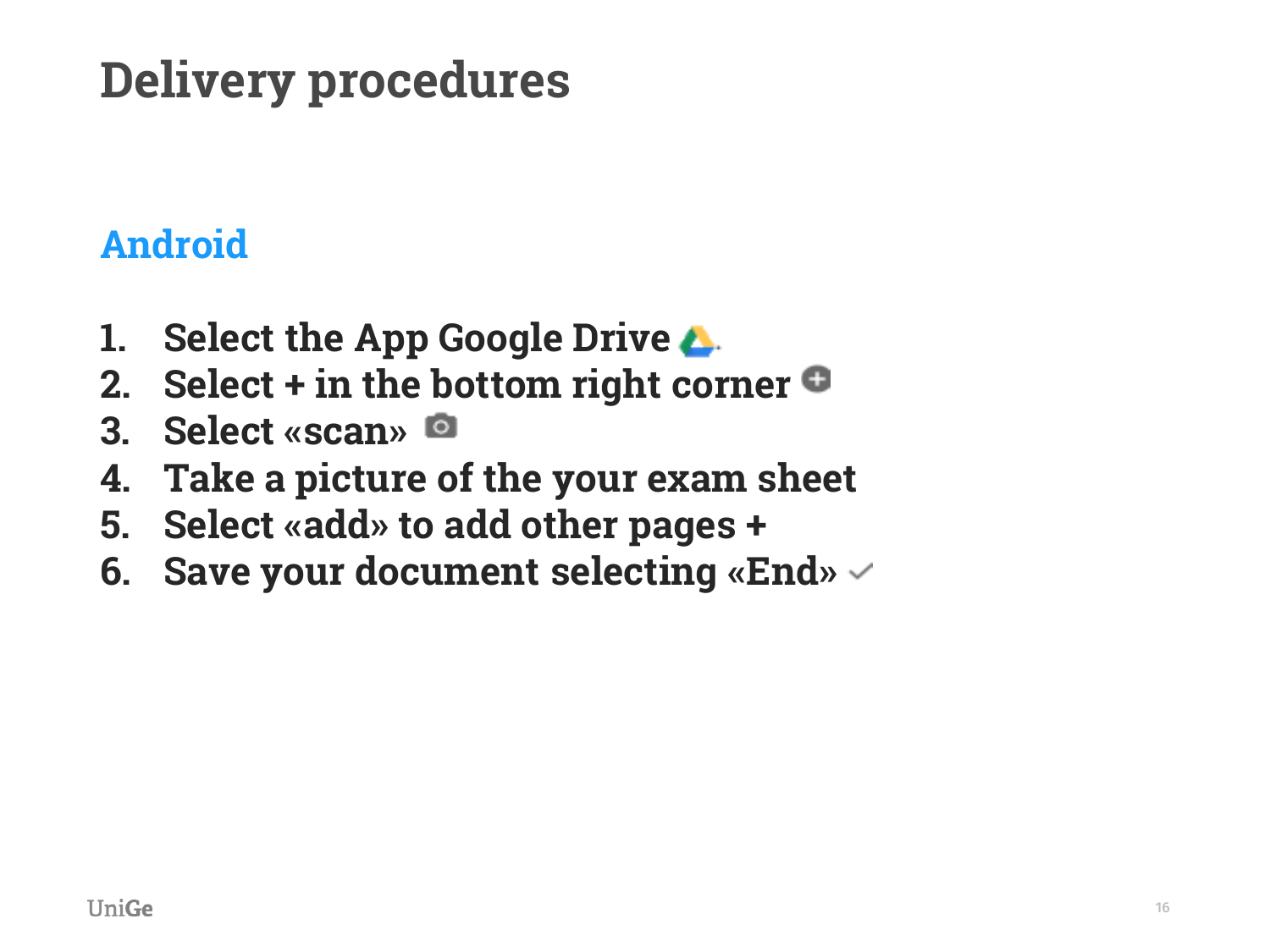# Delivery procedures

## Android

1. Select the App Google Drive
2. Select + in the bottom right corner
3. Select «scan»
4. Take a picture of the your exam sheet
5. Select «add» to add other pages +
6. Save your document selecting «End»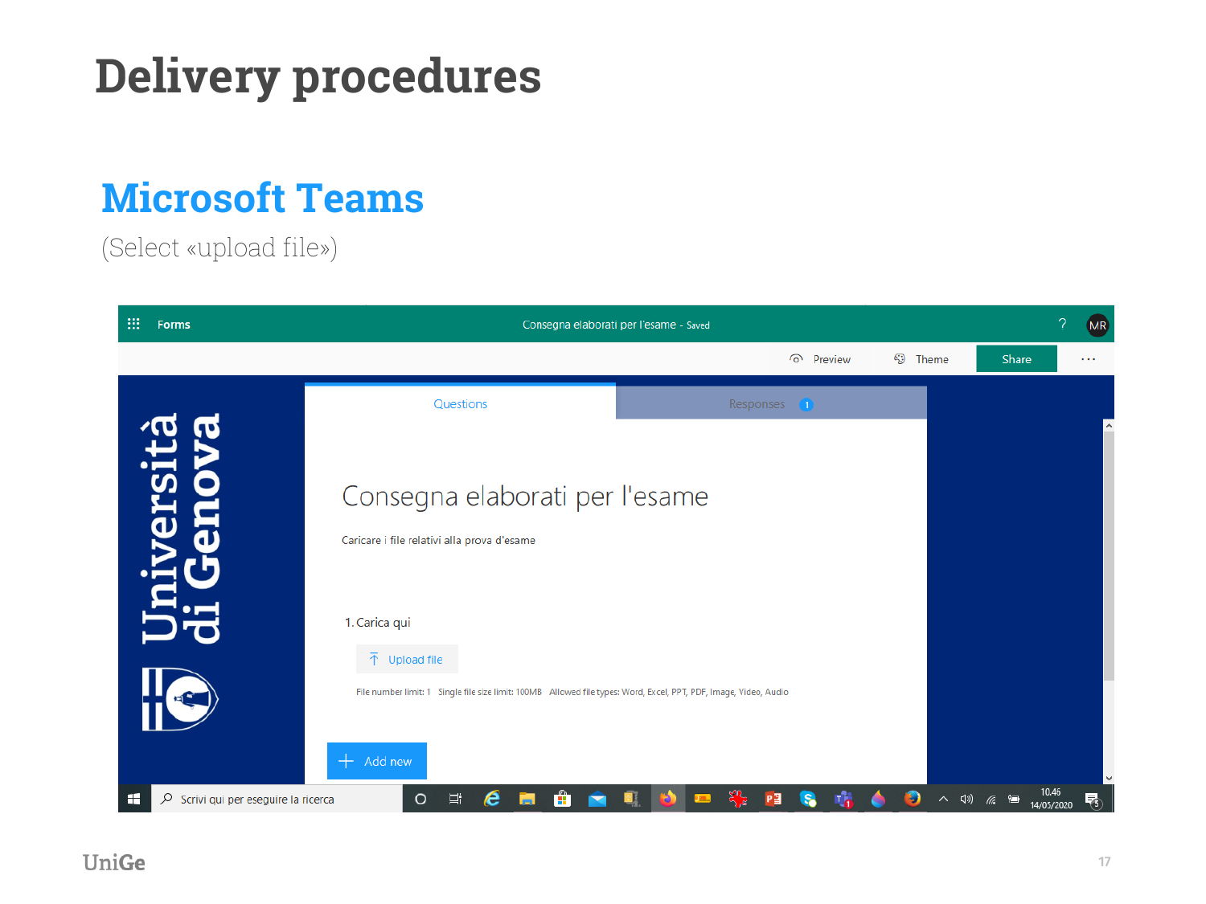# Delivery procedures

## Microsoft Teams

(Select «upload file»)

Forms | Consegna elaborati per l'esame - Saved

Preview | Theme | Share

Questions | Responses 1

Consegna elaborati per l'esame

Caricare i file relativi alla prova d'esame

1. Carica qui

Upload file

File number limit: 1 Single file size limit: 100MB Allowed file types: Word, Excel, PPT, PDF, Image, Video, Audio

Add new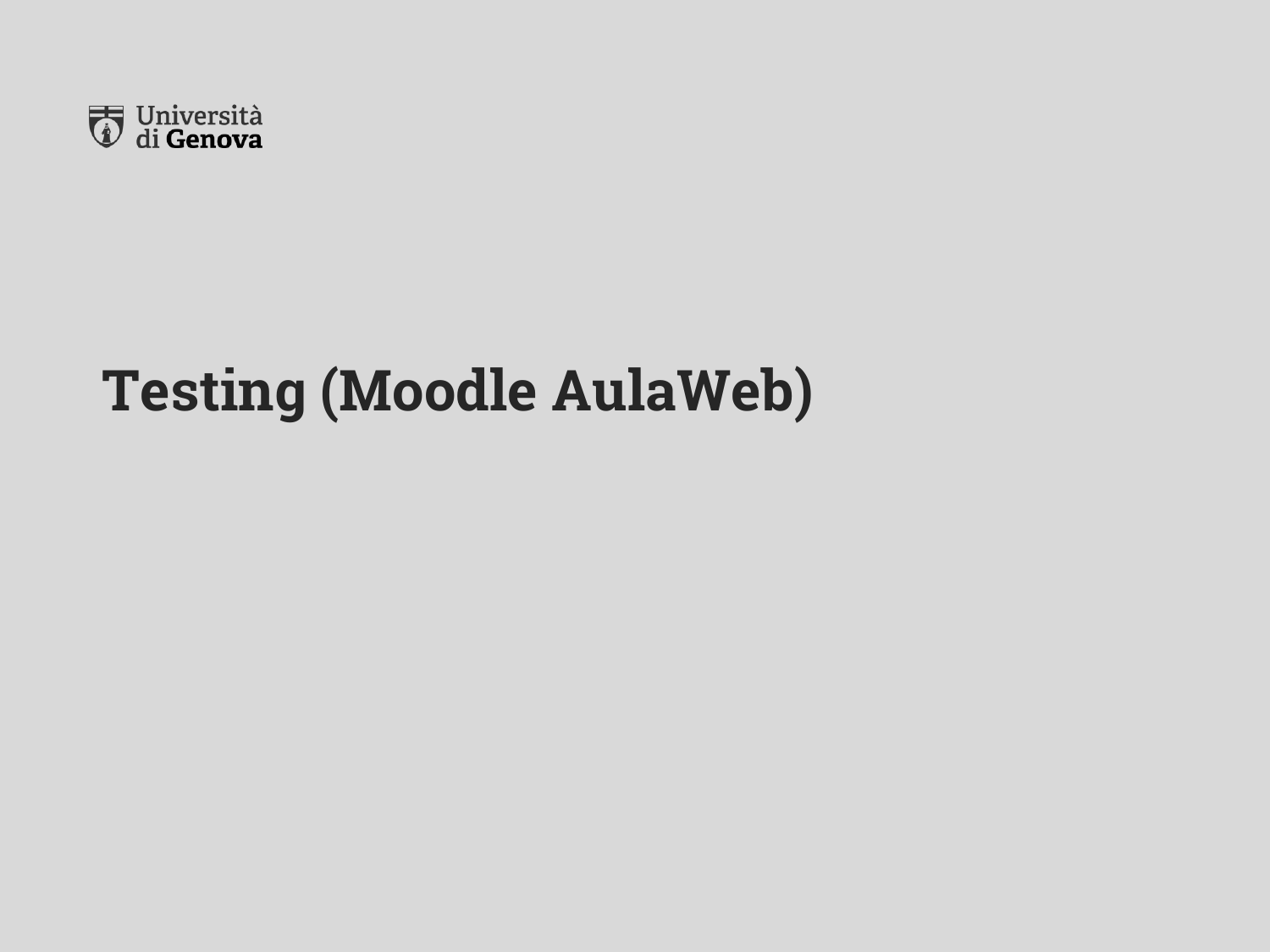# Testing (Moodle AulaWeb)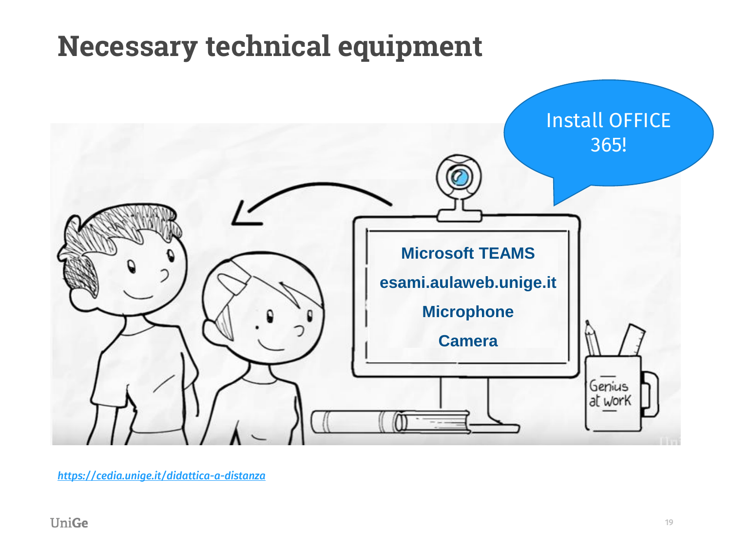# Necessary technical equipment

Install OFFICE 365!

**Microsoft TEAMS**

**esami.aulaweb.unige.it**

**Microphone**

**Camera**

*https://cedia.unige.it/didattica-a-distanza*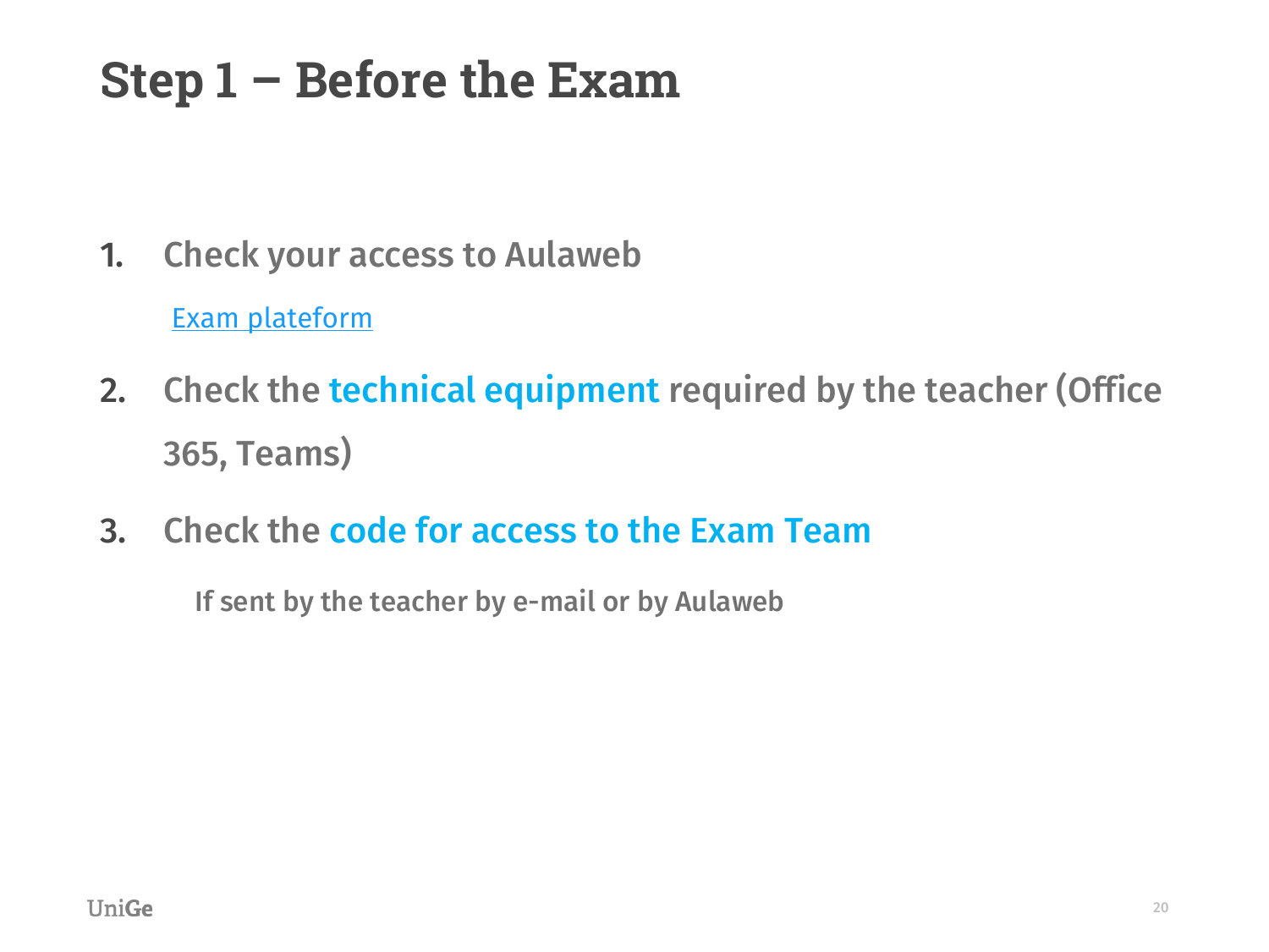# Step 1 – Before the Exam

1. Check your access to Aulaweb

   [Exam plateform]

2. Check the **technical equipment** required by the teacher (Office 365, Teams)

3. Check the **code for access to the Exam Team**

   If sent by the teacher by e-mail or by Aulaweb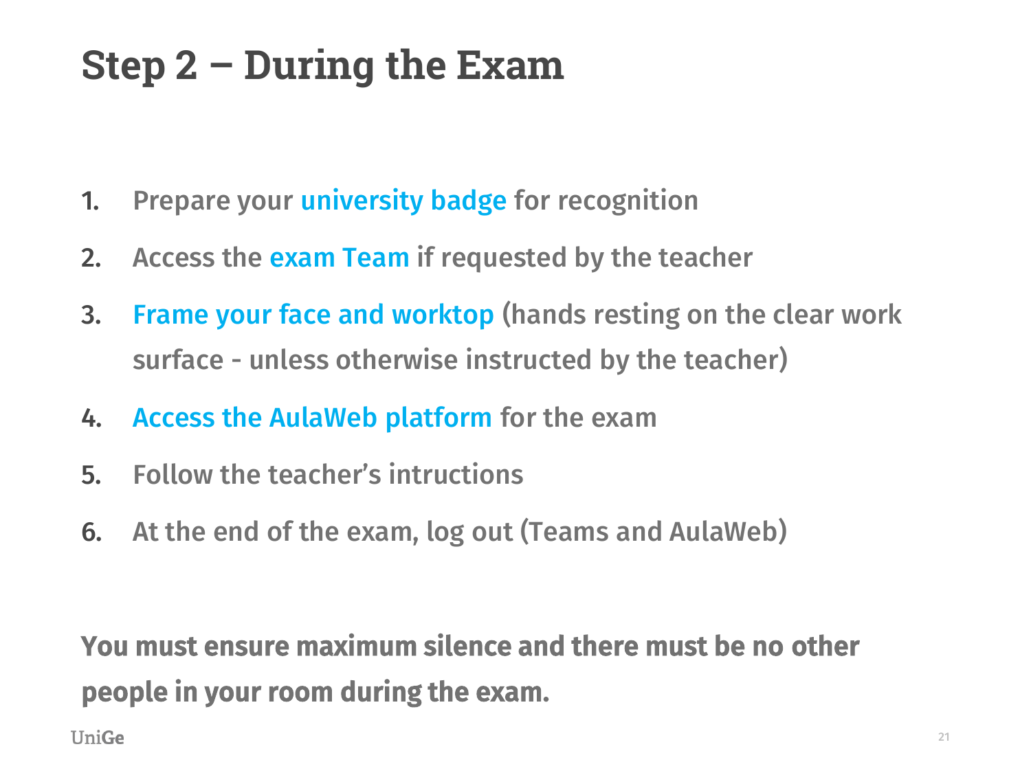# Step 2 – During the Exam

1. Prepare your university badge for recognition
2. Access the exam Team if requested by the teacher
3. Frame your face and worktop (hands resting on the clear work surface - unless otherwise instructed by the teacher)
4. Access the AulaWeb platform for the exam
5. Follow the teacher's intructions
6. At the end of the exam, log out (Teams and AulaWeb)

**You must ensure maximum silence and there must be no other people in your room during the exam.**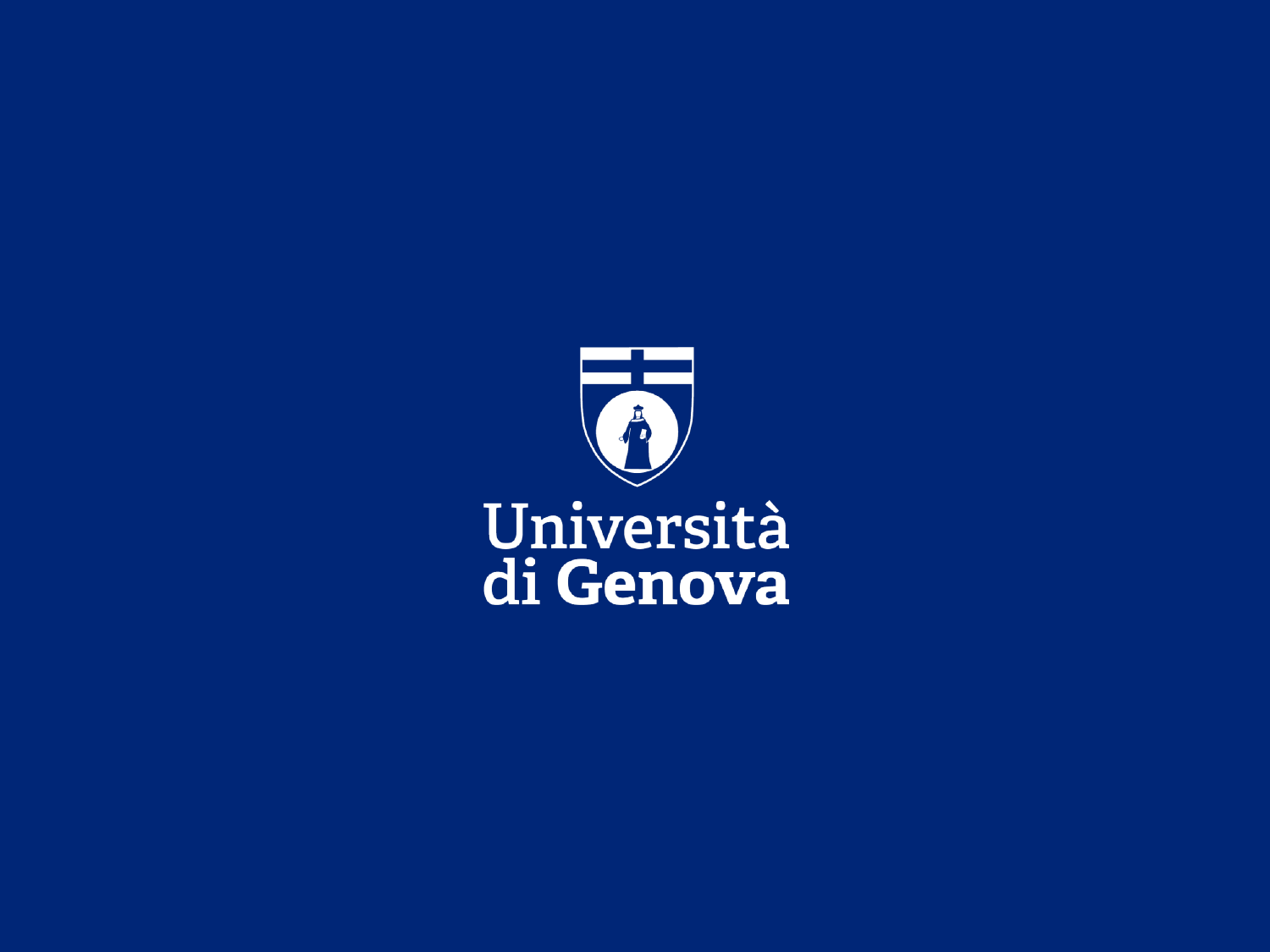Università
di Genova